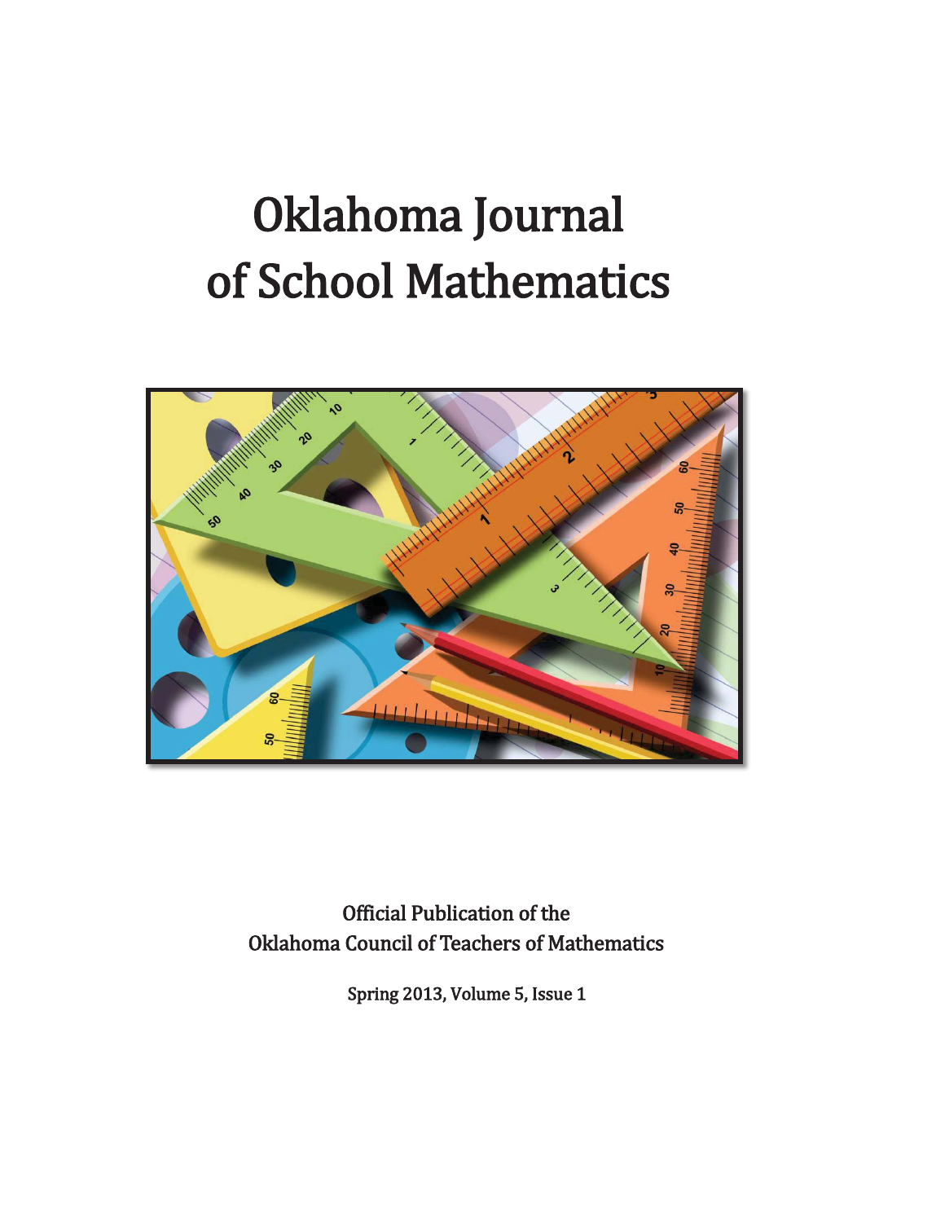# Oklahoma Journal of School Mathematics

Official Publication of the
Oklahoma Council of Teachers of Mathematics

Spring 2013, Volume 5, Issue 1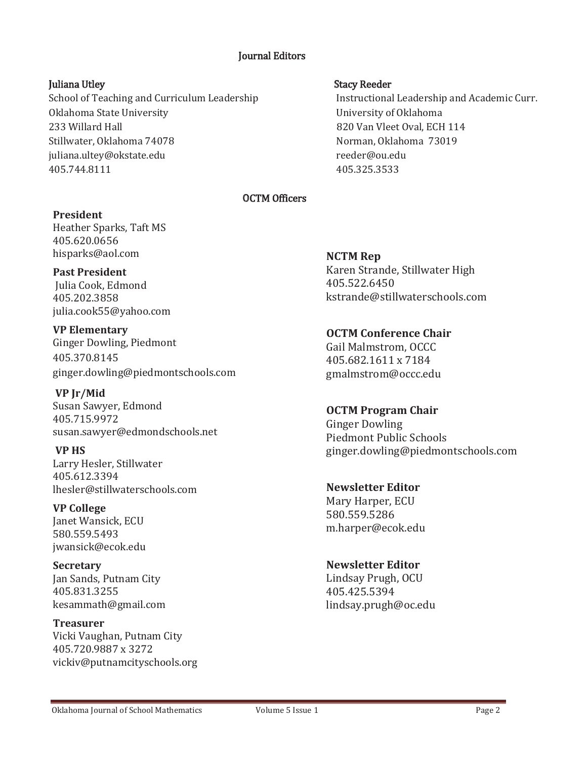## Journal Editors

**Juliana Utley**
School of Teaching and Curriculum Leadership
Oklahoma State University
233 Willard Hall
Stillwater, Oklahoma 74078
juliana.ultey@okstate.edu
405.744.8111

**Stacy Reeder**
Instructional Leadership and Academic Curr.
University of Oklahoma
820 Van Vleet Oval, ECH 114
Norman, Oklahoma 73019
reeder@ou.edu
405.325.3533

## OCTM Officers

**President**
Heather Sparks, Taft MS
405.620.0656
hisparks@aol.com

**Past President**
Julia Cook, Edmond
405.202.3858
julia.cook55@yahoo.com

**VP Elementary**
Ginger Dowling, Piedmont
405.370.8145
ginger.dowling@piedmontschools.com

**VP Jr/Mid**
Susan Sawyer, Edmond
405.715.9972
susan.sawyer@edmondschools.net

**VP HS**
Larry Hesler, Stillwater
405.612.3394
lhesler@stillwaterschools.com

**VP College**
Janet Wansick, ECU
580.559.5493
jwansick@ecok.edu

**Secretary**
Jan Sands, Putnam City
405.831.3255
kesammath@gmail.com

**Treasurer**
Vicki Vaughan, Putnam City
405.720.9887 x 3272
vickiv@putnamcityschools.org

**NCTM Rep**
Karen Strande, Stillwater High
405.522.6450
kstrande@stillwaterschools.com

**OCTM Conference Chair**
Gail Malmstrom, OCCC
405.682.1611 x 7184
gmalmstrom@occc.edu

**OCTM Program Chair**
Ginger Dowling
Piedmont Public Schools
ginger.dowling@piedmontschools.com

**Newsletter Editor**
Mary Harper, ECU
580.559.5286
m.harper@ecok.edu

**Newsletter Editor**
Lindsay Prugh, OCU
405.425.5394
lindsay.prugh@oc.edu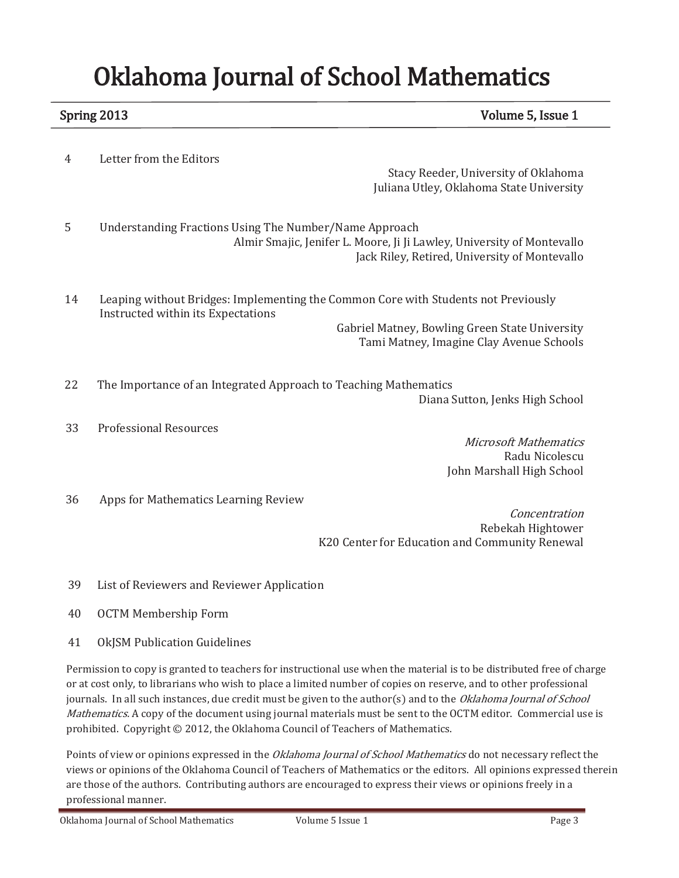# Oklahoma Journal of School Mathematics

**Spring 2013** | **Volume 5, Issue 1**

4 Letter from the Editors
Stacy Reeder, University of Oklahoma
Juliana Utley, Oklahoma State University

5 Understanding Fractions Using The Number/Name Approach
Almir Smajic, Jenifer L. Moore, Ji Ji Lawley, University of Montevallo
Jack Riley, Retired, University of Montevallo

14 Leaping without Bridges: Implementing the Common Core with Students not Previously Instructed within its Expectations
Gabriel Matney, Bowling Green State University
Tami Matney, Imagine Clay Avenue Schools

22 The Importance of an Integrated Approach to Teaching Mathematics
Diana Sutton, Jenks High School

33 Professional Resources
*Microsoft Mathematics*
Radu Nicolescu
John Marshall High School

36 Apps for Mathematics Learning Review
*Concentration*
Rebekah Hightower
K20 Center for Education and Community Renewal

39 List of Reviewers and Reviewer Application

40 OCTM Membership Form

41 OkJSM Publication Guidelines

Permission to copy is granted to teachers for instructional use when the material is to be distributed free of charge or at cost only, to librarians who wish to place a limited number of copies on reserve, and to other professional journals. In all such instances, due credit must be given to the author(s) and to the *Oklahoma Journal of School Mathematics.* A copy of the document using journal materials must be sent to the OCTM editor. Commercial use is prohibited. Copyright © 2012, the Oklahoma Council of Teachers of Mathematics.

Points of view or opinions expressed in the *Oklahoma Journal of School Mathematics* do not necessary reflect the views or opinions of the Oklahoma Council of Teachers of Mathematics or the editors. All opinions expressed therein are those of the authors. Contributing authors are encouraged to express their views or opinions freely in a professional manner.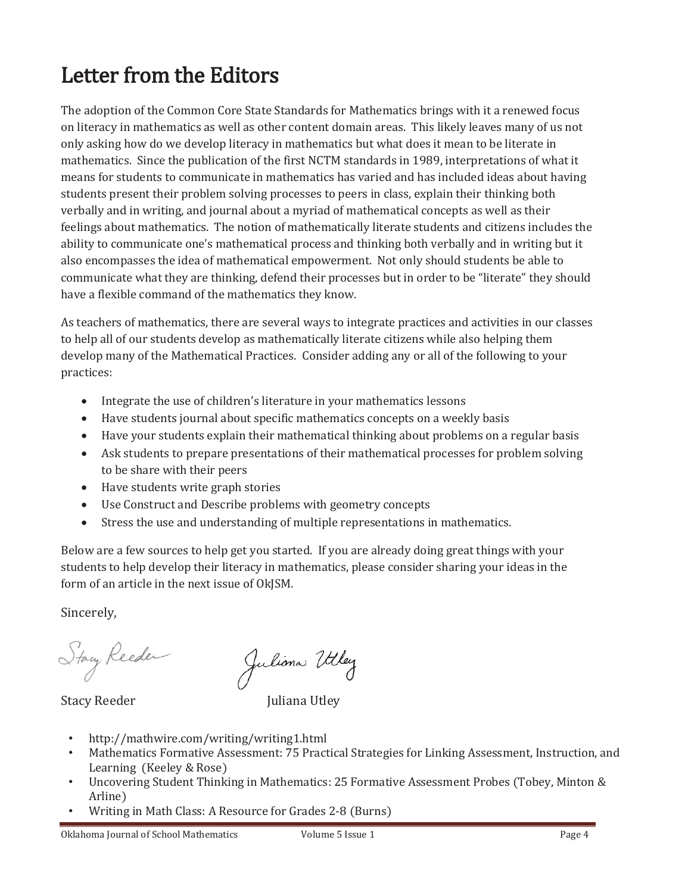# Letter from the Editors

The adoption of the Common Core State Standards for Mathematics brings with it a renewed focus on literacy in mathematics as well as other content domain areas. This likely leaves many of us not only asking how do we develop literacy in mathematics but what does it mean to be literate in mathematics. Since the publication of the first NCTM standards in 1989, interpretations of what it means for students to communicate in mathematics has varied and has included ideas about having students present their problem solving processes to peers in class, explain their thinking both verbally and in writing, and journal about a myriad of mathematical concepts as well as their feelings about mathematics. The notion of mathematically literate students and citizens includes the ability to communicate one's mathematical process and thinking both verbally and in writing but it also encompasses the idea of mathematical empowerment. Not only should students be able to communicate what they are thinking, defend their processes but in order to be "literate" they should have a flexible command of the mathematics they know.

As teachers of mathematics, there are several ways to integrate practices and activities in our classes to help all of our students develop as mathematically literate citizens while also helping them develop many of the Mathematical Practices. Consider adding any or all of the following to your practices:

- Integrate the use of children's literature in your mathematics lessons
- Have students journal about specific mathematics concepts on a weekly basis
- Have your students explain their mathematical thinking about problems on a regular basis
- Ask students to prepare presentations of their mathematical processes for problem solving to be share with their peers
- Have students write graph stories
- Use Construct and Describe problems with geometry concepts
- Stress the use and understanding of multiple representations in mathematics.

Below are a few sources to help get you started. If you are already doing great things with your students to help develop their literacy in mathematics, please consider sharing your ideas in the form of an article in the next issue of OkJSM.

Sincerely,

Stacy Reeder Juliana Utley

- http://mathwire.com/writing/writing1.html
- Mathematics Formative Assessment: 75 Practical Strategies for Linking Assessment, Instruction, and Learning (Keeley & Rose)
- Uncovering Student Thinking in Mathematics: 25 Formative Assessment Probes (Tobey, Minton & Arline)
- Writing in Math Class: A Resource for Grades 2-8 (Burns)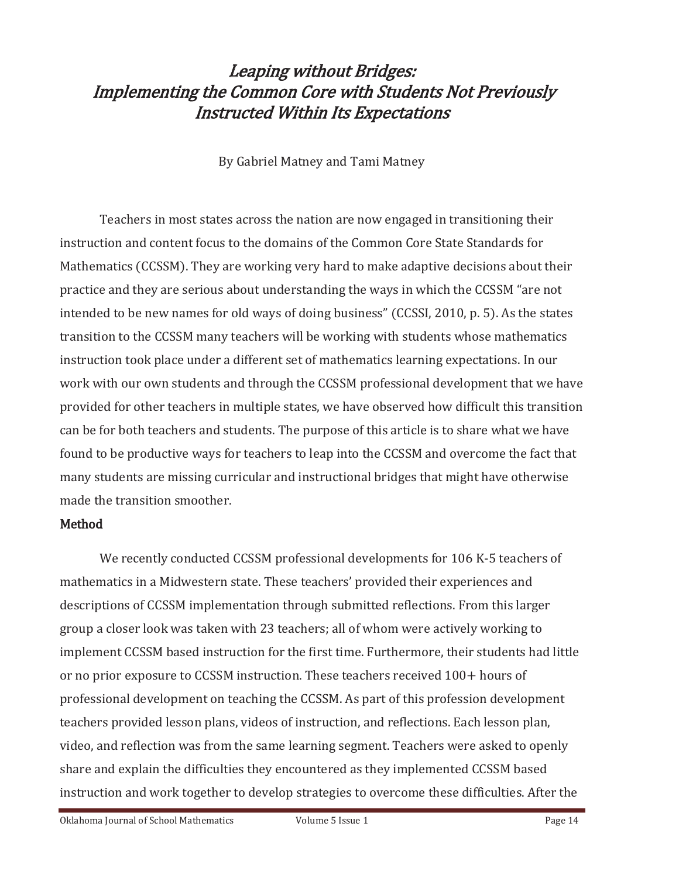# *Leaping without Bridges: Implementing the Common Core with Students Not Previously Instructed Within Its Expectations*

By Gabriel Matney and Tami Matney

Teachers in most states across the nation are now engaged in transitioning their instruction and content focus to the domains of the Common Core State Standards for Mathematics (CCSSM). They are working very hard to make adaptive decisions about their practice and they are serious about understanding the ways in which the CCSSM "are not intended to be new names for old ways of doing business" (CCSSI, 2010, p. 5). As the states transition to the CCSSM many teachers will be working with students whose mathematics instruction took place under a different set of mathematics learning expectations. In our work with our own students and through the CCSSM professional development that we have provided for other teachers in multiple states, we have observed how difficult this transition can be for both teachers and students. The purpose of this article is to share what we have found to be productive ways for teachers to leap into the CCSSM and overcome the fact that many students are missing curricular and instructional bridges that might have otherwise made the transition smoother.

## Method

We recently conducted CCSSM professional developments for 106 K-5 teachers of mathematics in a Midwestern state. These teachers' provided their experiences and descriptions of CCSSM implementation through submitted reflections. From this larger group a closer look was taken with 23 teachers; all of whom were actively working to implement CCSSM based instruction for the first time. Furthermore, their students had little or no prior exposure to CCSSM instruction. These teachers received 100+ hours of professional development on teaching the CCSSM. As part of this profession development teachers provided lesson plans, videos of instruction, and reflections. Each lesson plan, video, and reflection was from the same learning segment. Teachers were asked to openly share and explain the difficulties they encountered as they implemented CCSSM based instruction and work together to develop strategies to overcome these difficulties. After the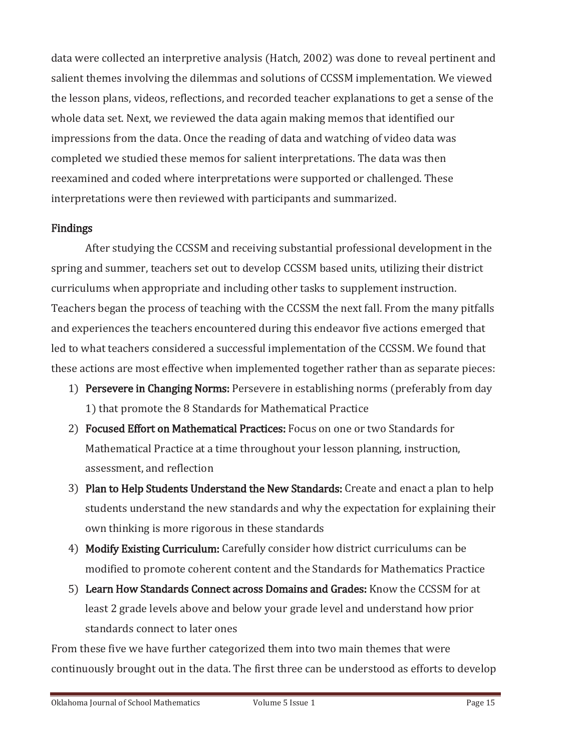data were collected an interpretive analysis (Hatch, 2002) was done to reveal pertinent and salient themes involving the dilemmas and solutions of CCSSM implementation. We viewed the lesson plans, videos, reflections, and recorded teacher explanations to get a sense of the whole data set. Next, we reviewed the data again making memos that identified our impressions from the data. Once the reading of data and watching of video data was completed we studied these memos for salient interpretations. The data was then reexamined and coded where interpretations were supported or challenged. These interpretations were then reviewed with participants and summarized.

## Findings

After studying the CCSSM and receiving substantial professional development in the spring and summer, teachers set out to develop CCSSM based units, utilizing their district curriculums when appropriate and including other tasks to supplement instruction. Teachers began the process of teaching with the CCSSM the next fall. From the many pitfalls and experiences the teachers encountered during this endeavor five actions emerged that led to what teachers considered a successful implementation of the CCSSM. We found that these actions are most effective when implemented together rather than as separate pieces:

1) **Persevere in Changing Norms:** Persevere in establishing norms (preferably from day 1) that promote the 8 Standards for Mathematical Practice
2) **Focused Effort on Mathematical Practices:** Focus on one or two Standards for Mathematical Practice at a time throughout your lesson planning, instruction, assessment, and reflection
3) **Plan to Help Students Understand the New Standards:** Create and enact a plan to help students understand the new standards and why the expectation for explaining their own thinking is more rigorous in these standards
4) **Modify Existing Curriculum:** Carefully consider how district curriculums can be modified to promote coherent content and the Standards for Mathematics Practice
5) **Learn How Standards Connect across Domains and Grades:** Know the CCSSM for at least 2 grade levels above and below your grade level and understand how prior standards connect to later ones

From these five we have further categorized them into two main themes that were continuously brought out in the data. The first three can be understood as efforts to develop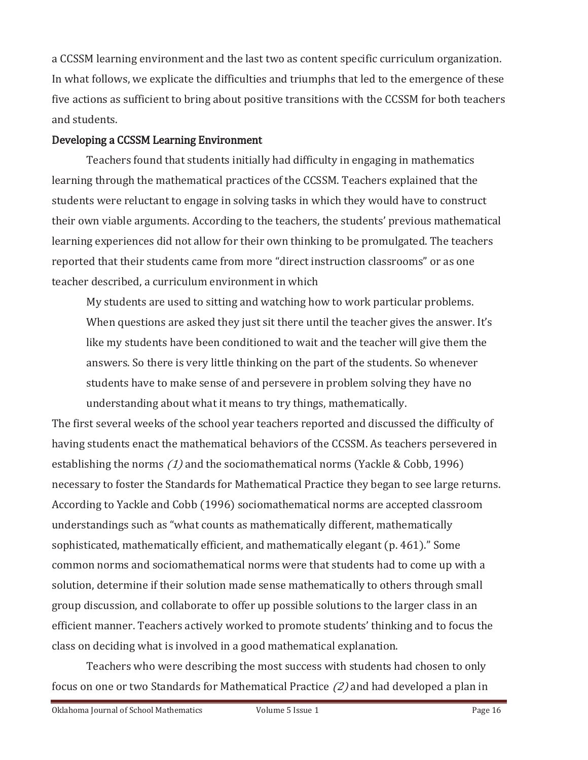a CCSSM learning environment and the last two as content specific curriculum organization. In what follows, we explicate the difficulties and triumphs that led to the emergence of these five actions as sufficient to bring about positive transitions with the CCSSM for both teachers and students.

## Developing a CCSSM Learning Environment

Teachers found that students initially had difficulty in engaging in mathematics learning through the mathematical practices of the CCSSM. Teachers explained that the students were reluctant to engage in solving tasks in which they would have to construct their own viable arguments. According to the teachers, the students' previous mathematical learning experiences did not allow for their own thinking to be promulgated. The teachers reported that their students came from more "direct instruction classrooms" or as one teacher described, a curriculum environment in which

> My students are used to sitting and watching how to work particular problems. When questions are asked they just sit there until the teacher gives the answer. It's like my students have been conditioned to wait and the teacher will give them the answers. So there is very little thinking on the part of the students. So whenever students have to make sense of and persevere in problem solving they have no understanding about what it means to try things, mathematically.

The first several weeks of the school year teachers reported and discussed the difficulty of having students enact the mathematical behaviors of the CCSSM. As teachers persevered in establishing the norms *(1)* and the sociomathematical norms (Yackle & Cobb, 1996) necessary to foster the Standards for Mathematical Practice they began to see large returns. According to Yackle and Cobb (1996) sociomathematical norms are accepted classroom understandings such as "what counts as mathematically different, mathematically sophisticated, mathematically efficient, and mathematically elegant (p. 461)." Some common norms and sociomathematical norms were that students had to come up with a solution, determine if their solution made sense mathematically to others through small group discussion, and collaborate to offer up possible solutions to the larger class in an efficient manner. Teachers actively worked to promote students' thinking and to focus the class on deciding what is involved in a good mathematical explanation.

Teachers who were describing the most success with students had chosen to only focus on one or two Standards for Mathematical Practice *(2)* and had developed a plan in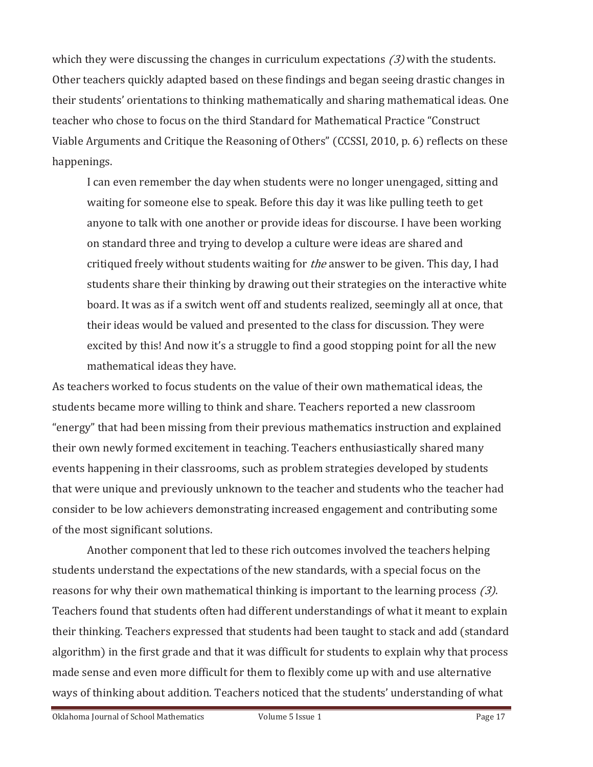which they were discussing the changes in curriculum expectations *(3)* with the students. Other teachers quickly adapted based on these findings and began seeing drastic changes in their students' orientations to thinking mathematically and sharing mathematical ideas. One teacher who chose to focus on the third Standard for Mathematical Practice "Construct Viable Arguments and Critique the Reasoning of Others" (CCSSI, 2010, p. 6) reflects on these happenings.

> I can even remember the day when students were no longer unengaged, sitting and waiting for someone else to speak. Before this day it was like pulling teeth to get anyone to talk with one another or provide ideas for discourse. I have been working on standard three and trying to develop a culture were ideas are shared and critiqued freely without students waiting for *the* answer to be given. This day, I had students share their thinking by drawing out their strategies on the interactive white board. It was as if a switch went off and students realized, seemingly all at once, that their ideas would be valued and presented to the class for discussion. They were excited by this! And now it's a struggle to find a good stopping point for all the new mathematical ideas they have.

As teachers worked to focus students on the value of their own mathematical ideas, the students became more willing to think and share. Teachers reported a new classroom "energy" that had been missing from their previous mathematics instruction and explained their own newly formed excitement in teaching. Teachers enthusiastically shared many events happening in their classrooms, such as problem strategies developed by students that were unique and previously unknown to the teacher and students who the teacher had consider to be low achievers demonstrating increased engagement and contributing some of the most significant solutions.

Another component that led to these rich outcomes involved the teachers helping students understand the expectations of the new standards, with a special focus on the reasons for why their own mathematical thinking is important to the learning process *(3)*. Teachers found that students often had different understandings of what it meant to explain their thinking. Teachers expressed that students had been taught to stack and add (standard algorithm) in the first grade and that it was difficult for students to explain why that process made sense and even more difficult for them to flexibly come up with and use alternative ways of thinking about addition. Teachers noticed that the students' understanding of what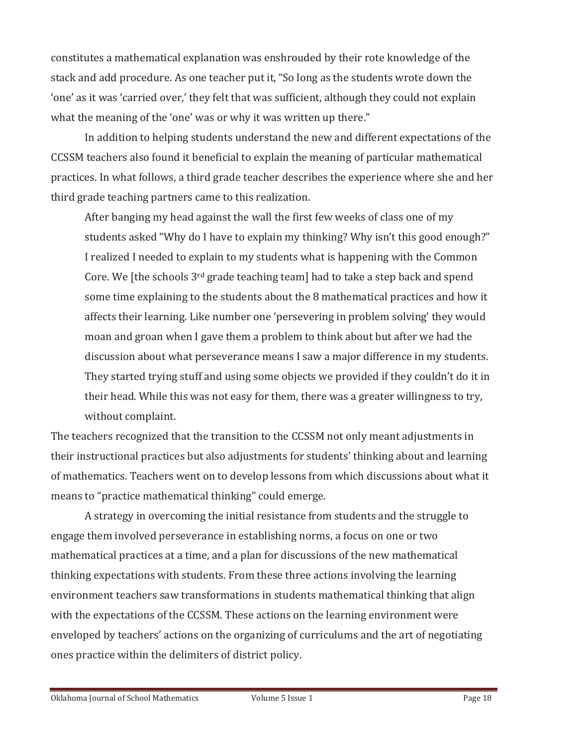constitutes a mathematical explanation was enshrouded by their rote knowledge of the stack and add procedure. As one teacher put it, "So long as the students wrote down the 'one' as it was 'carried over,' they felt that was sufficient, although they could not explain what the meaning of the 'one' was or why it was written up there."

In addition to helping students understand the new and different expectations of the CCSSM teachers also found it beneficial to explain the meaning of particular mathematical practices. In what follows, a third grade teacher describes the experience where she and her third grade teaching partners came to this realization.

> After banging my head against the wall the first few weeks of class one of my students asked "Why do I have to explain my thinking? Why isn't this good enough?" I realized I needed to explain to my students what is happening with the Common Core. We [the schools 3rd grade teaching team] had to take a step back and spend some time explaining to the students about the 8 mathematical practices and how it affects their learning. Like number one 'persevering in problem solving' they would moan and groan when I gave them a problem to think about but after we had the discussion about what perseverance means I saw a major difference in my students. They started trying stuff and using some objects we provided if they couldn't do it in their head. While this was not easy for them, there was a greater willingness to try, without complaint.

The teachers recognized that the transition to the CCSSM not only meant adjustments in their instructional practices but also adjustments for students' thinking about and learning of mathematics. Teachers went on to develop lessons from which discussions about what it means to "practice mathematical thinking" could emerge.

A strategy in overcoming the initial resistance from students and the struggle to engage them involved perseverance in establishing norms, a focus on one or two mathematical practices at a time, and a plan for discussions of the new mathematical thinking expectations with students. From these three actions involving the learning environment teachers saw transformations in students mathematical thinking that align with the expectations of the CCSSM. These actions on the learning environment were enveloped by teachers' actions on the organizing of curriculums and the art of negotiating ones practice within the delimiters of district policy.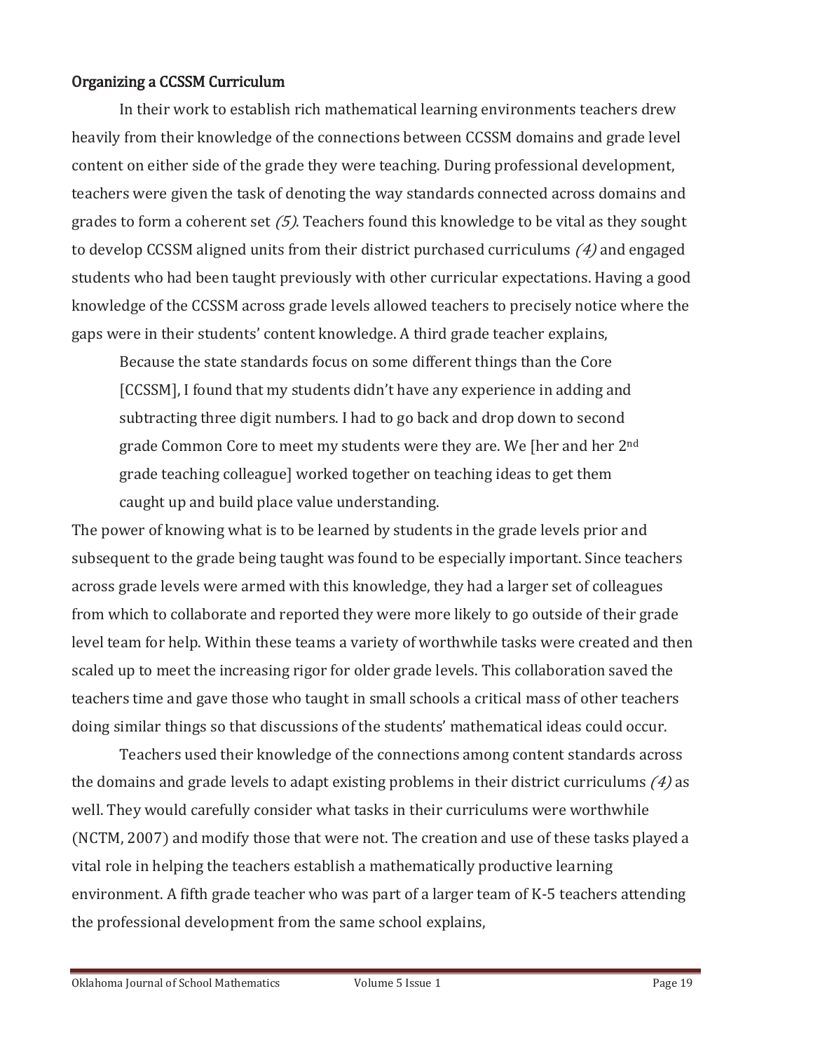## Organizing a CCSSM Curriculum

In their work to establish rich mathematical learning environments teachers drew heavily from their knowledge of the connections between CCSSM domains and grade level content on either side of the grade they were teaching. During professional development, teachers were given the task of denoting the way standards connected across domains and grades to form a coherent set *(5)*. Teachers found this knowledge to be vital as they sought to develop CCSSM aligned units from their district purchased curriculums *(4)* and engaged students who had been taught previously with other curricular expectations. Having a good knowledge of the CCSSM across grade levels allowed teachers to precisely notice where the gaps were in their students' content knowledge. A third grade teacher explains,

> Because the state standards focus on some different things than the Core [CCSSM], I found that my students didn't have any experience in adding and subtracting three digit numbers. I had to go back and drop down to second grade Common Core to meet my students were they are. We [her and her 2nd grade teaching colleague] worked together on teaching ideas to get them caught up and build place value understanding.

The power of knowing what is to be learned by students in the grade levels prior and subsequent to the grade being taught was found to be especially important. Since teachers across grade levels were armed with this knowledge, they had a larger set of colleagues from which to collaborate and reported they were more likely to go outside of their grade level team for help. Within these teams a variety of worthwhile tasks were created and then scaled up to meet the increasing rigor for older grade levels. This collaboration saved the teachers time and gave those who taught in small schools a critical mass of other teachers doing similar things so that discussions of the students' mathematical ideas could occur.

Teachers used their knowledge of the connections among content standards across the domains and grade levels to adapt existing problems in their district curriculums *(4)* as well. They would carefully consider what tasks in their curriculums were worthwhile (NCTM, 2007) and modify those that were not. The creation and use of these tasks played a vital role in helping the teachers establish a mathematically productive learning environment. A fifth grade teacher who was part of a larger team of K-5 teachers attending the professional development from the same school explains,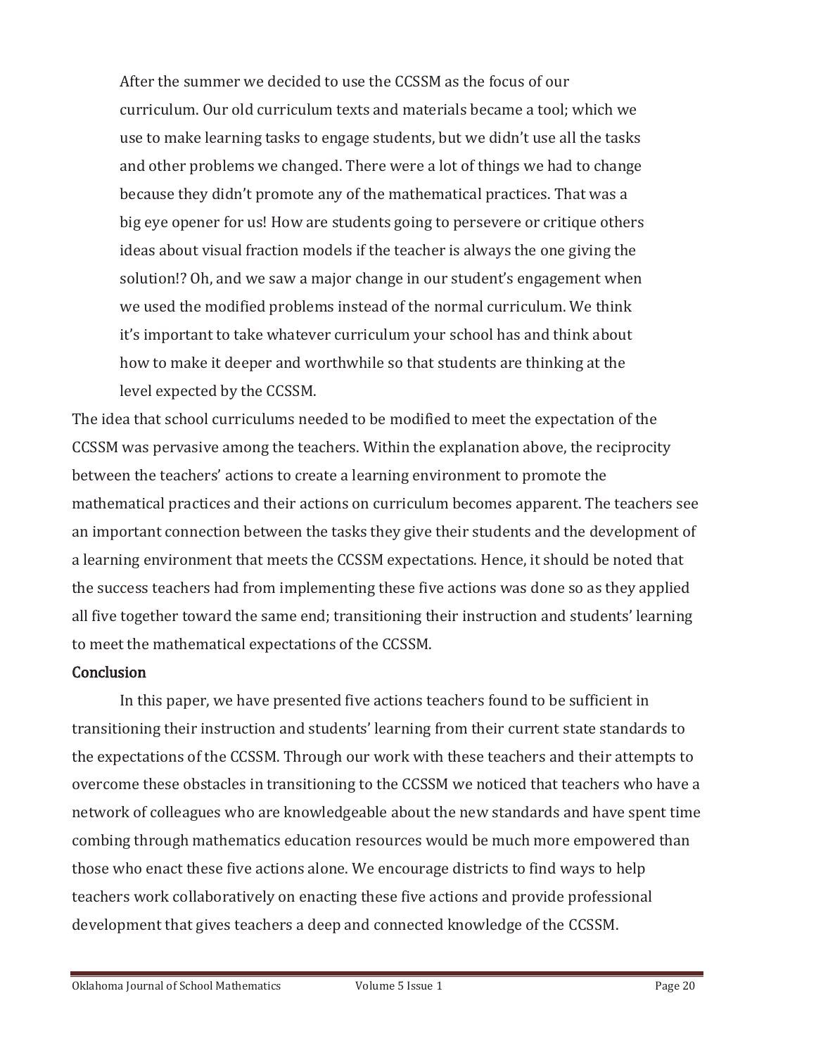> After the summer we decided to use the CCSSM as the focus of our curriculum. Our old curriculum texts and materials became a tool; which we use to make learning tasks to engage students, but we didn't use all the tasks and other problems we changed. There were a lot of things we had to change because they didn't promote any of the mathematical practices. That was a big eye opener for us! How are students going to persevere or critique others ideas about visual fraction models if the teacher is always the one giving the solution!? Oh, and we saw a major change in our student's engagement when we used the modified problems instead of the normal curriculum. We think it's important to take whatever curriculum your school has and think about how to make it deeper and worthwhile so that students are thinking at the level expected by the CCSSM.

The idea that school curriculums needed to be modified to meet the expectation of the CCSSM was pervasive among the teachers. Within the explanation above, the reciprocity between the teachers' actions to create a learning environment to promote the mathematical practices and their actions on curriculum becomes apparent. The teachers see an important connection between the tasks they give their students and the development of a learning environment that meets the CCSSM expectations. Hence, it should be noted that the success teachers had from implementing these five actions was done so as they applied all five together toward the same end; transitioning their instruction and students' learning to meet the mathematical expectations of the CCSSM.

## Conclusion

In this paper, we have presented five actions teachers found to be sufficient in transitioning their instruction and students' learning from their current state standards to the expectations of the CCSSM. Through our work with these teachers and their attempts to overcome these obstacles in transitioning to the CCSSM we noticed that teachers who have a network of colleagues who are knowledgeable about the new standards and have spent time combing through mathematics education resources would be much more empowered than those who enact these five actions alone. We encourage districts to find ways to help teachers work collaboratively on enacting these five actions and provide professional development that gives teachers a deep and connected knowledge of the CCSSM.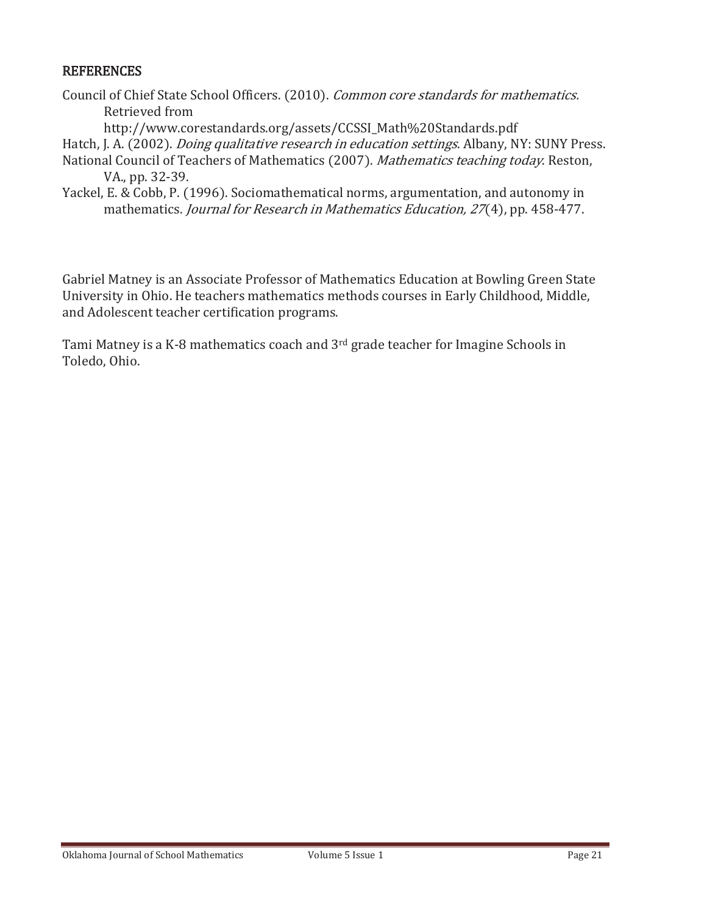## REFERENCES

Council of Chief State School Officers. (2010). *Common core standards for mathematics.* Retrieved from http://www.corestandards.org/assets/CCSSI_Math%20Standards.pdf

Hatch, J. A. (2002). *Doing qualitative research in education settings*. Albany, NY: SUNY Press.

National Council of Teachers of Mathematics (2007). *Mathematics teaching today.* Reston, VA., pp. 32-39.

Yackel, E. & Cobb, P. (1996). Sociomathematical norms, argumentation, and autonomy in mathematics. *Journal for Research in Mathematics Education, 27*(4), pp. 458-477.

Gabriel Matney is an Associate Professor of Mathematics Education at Bowling Green State University in Ohio. He teachers mathematics methods courses in Early Childhood, Middle, and Adolescent teacher certification programs.

Tami Matney is a K-8 mathematics coach and 3rd grade teacher for Imagine Schools in Toledo, Ohio.